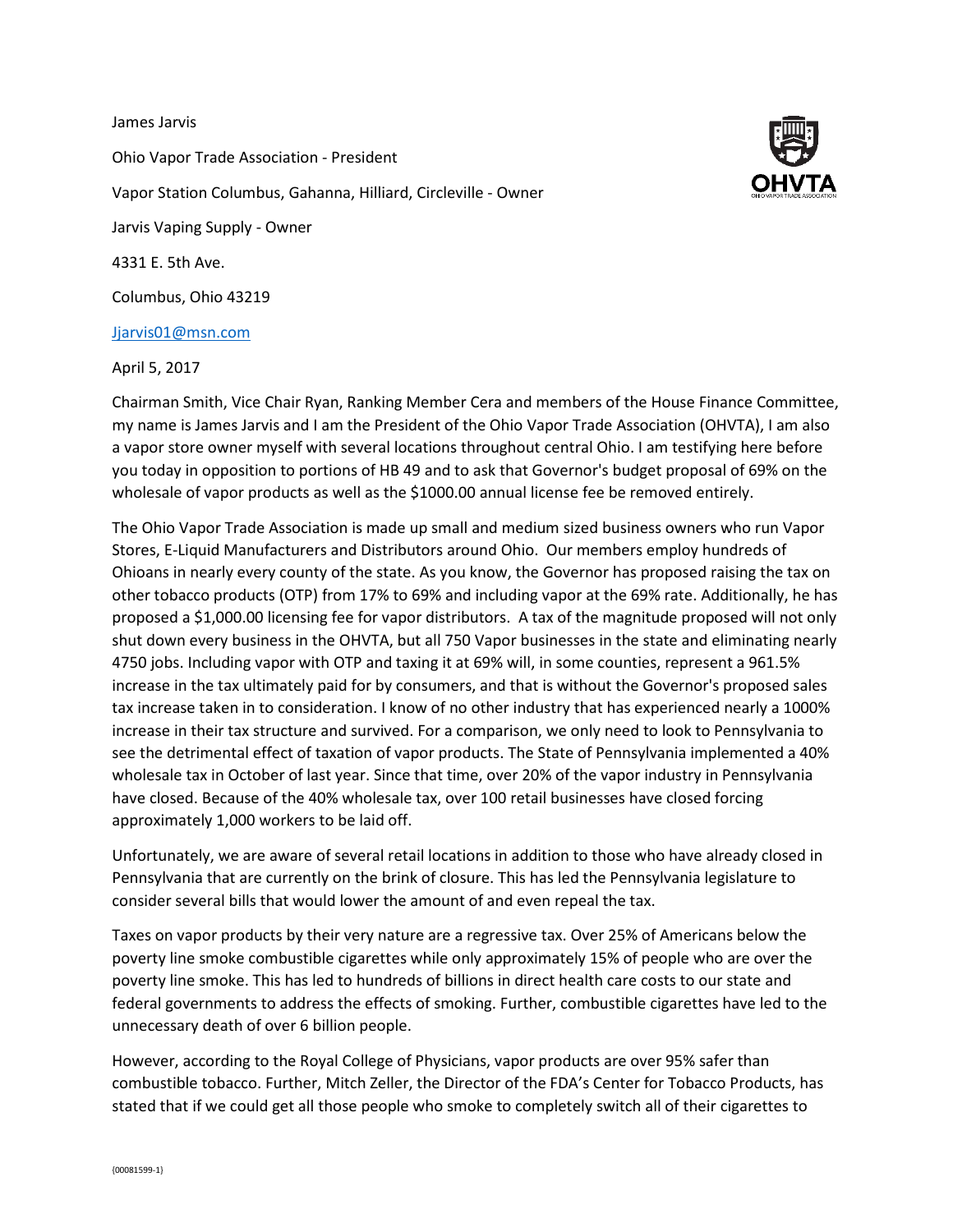James Jarvis

Ohio Vapor Trade Association - President

Vapor Station Columbus, Gahanna, Hilliard, Circleville - Owner

Jarvis Vaping Supply - Owner

4331 E. 5th Ave.

Columbus, Ohio 43219

Jjarvis01@msn.com

April 5, 2017

Chairman Smith, Vice Chair Ryan, Ranking Member Cera and members of the House Finance Committee, my name is James Jarvis and I am the President of the Ohio Vapor Trade Association (OHVTA), I am also a vapor store owner myself with several locations throughout central Ohio. I am testifying here before you today in opposition to portions of HB 49 and to ask that Governor's budget proposal of 69% on the wholesale of vapor products as well as the $1000.00 annual license fee be removed entirely.

The Ohio Vapor Trade Association is made up small and medium sized business owners who run Vapor Stores, E-Liquid Manufacturers and Distributors around Ohio. Our members employ hundreds of Ohioans in nearly every county of the state. As you know, the Governor has proposed raising the tax on other tobacco products (OTP) from 17% to 69% and including vapor at the 69% rate. Additionally, he has proposed a $1,000.00 licensing fee for vapor distributors. A tax of the magnitude proposed will not only shut down every business in the OHVTA, but all 750 Vapor businesses in the state and eliminating nearly 4750 jobs. Including vapor with OTP and taxing it at 69% will, in some counties, represent a 961.5% increase in the tax ultimately paid for by consumers, and that is without the Governor's proposed sales tax increase taken in to consideration. I know of no other industry that has experienced nearly a 1000% increase in their tax structure and survived. For a comparison, we only need to look to Pennsylvania to see the detrimental effect of taxation of vapor products. The State of Pennsylvania implemented a 40% wholesale tax in October of last year. Since that time, over 20% of the vapor industry in Pennsylvania have closed. Because of the 40% wholesale tax, over 100 retail businesses have closed forcing approximately 1,000 workers to be laid off.

Unfortunately, we are aware of several retail locations in addition to those who have already closed in Pennsylvania that are currently on the brink of closure. This has led the Pennsylvania legislature to consider several bills that would lower the amount of and even repeal the tax.

Taxes on vapor products by their very nature are a regressive tax. Over 25% of Americans below the poverty line smoke combustible cigarettes while only approximately 15% of people who are over the poverty line smoke. This has led to hundreds of billions in direct health care costs to our state and federal governments to address the effects of smoking. Further, combustible cigarettes have led to the unnecessary death of over 6 billion people.

However, according to the Royal College of Physicians, vapor products are over 95% safer than combustible tobacco. Further, Mitch Zeller, the Director of the FDA's Center for Tobacco Products, has stated that if we could get all those people who smoke to completely switch all of their cigarettes to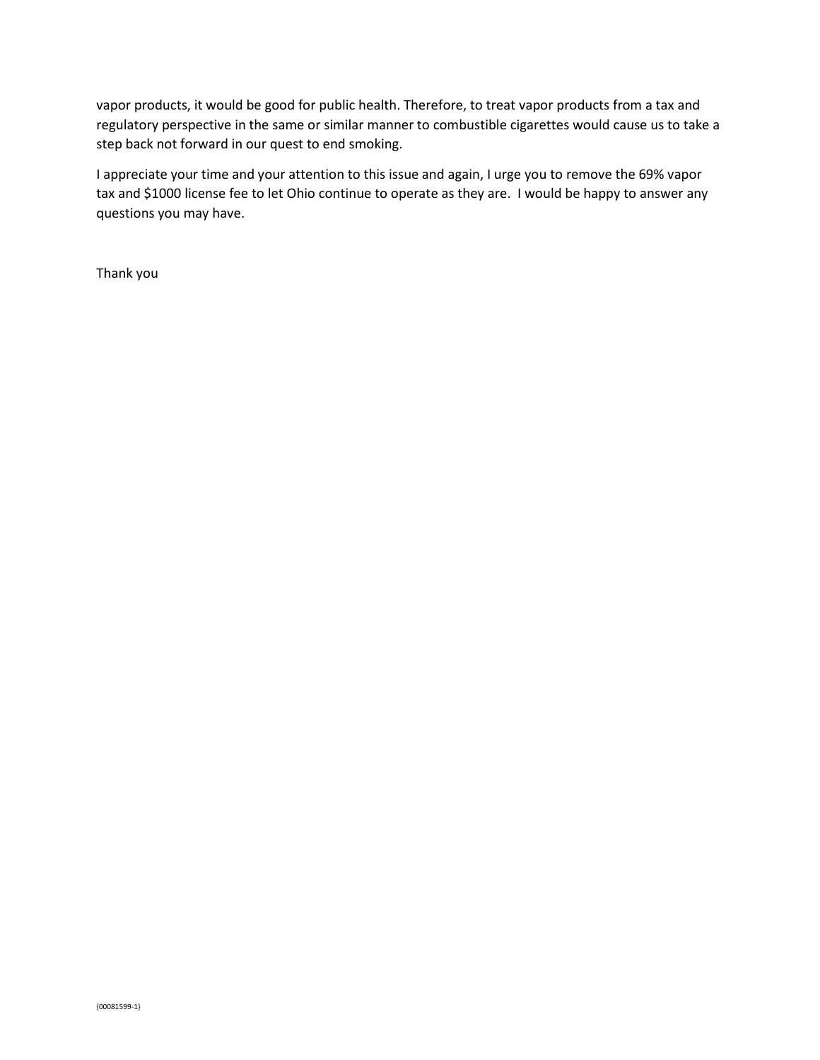vapor products, it would be good for public health. Therefore, to treat vapor products from a tax and regulatory perspective in the same or similar manner to combustible cigarettes would cause us to take a step back not forward in our quest to end smoking.

I appreciate your time and your attention to this issue and again, I urge you to remove the 69% vapor tax and $1000 license fee to let Ohio continue to operate as they are. I would be happy to answer any questions you may have.

Thank you